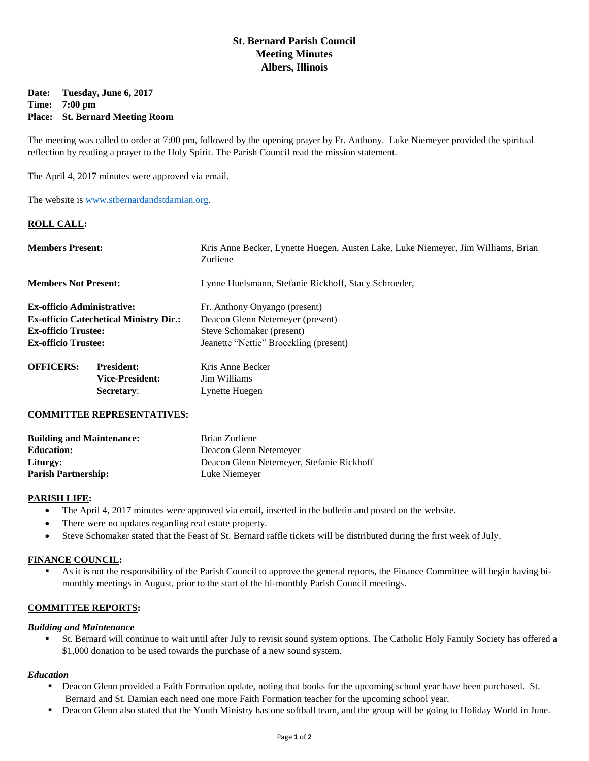# St. Bernard Parish Council
# Meeting Minutes
# Albers, Illinois

**Date: Tuesday, June 6, 2017**
**Time: 7:00 pm**
**Place: St. Bernard Meeting Room**

The meeting was called to order at 7:00 pm, followed by the opening prayer by Fr. Anthony. Luke Niemeyer provided the spiritual reflection by reading a prayer to the Holy Spirit. The Parish Council read the mission statement.

The April 4, 2017 minutes were approved via email.

The website is www.stbernardandstdamian.org.

## ROLL CALL:

| | |
|---|---|
| **Members Present:** | Kris Anne Becker, Lynette Huegen, Austen Lake, Luke Niemeyer, Jim Williams, Brian Zurliene |
| **Members Not Present:** | Lynne Huelsmann, Stefanie Rickhoff, Stacy Schroeder, |
| **Ex-officio Administrative:** | Fr. Anthony Onyango (present) |
| **Ex-officio Catechetical Ministry Dir.:** | Deacon Glenn Netemeyer (present) |
| **Ex-officio Trustee:** | Steve Schomaker (present) |
| **Ex-officio Trustee:** | Jeanette "Nettie" Broeckling (present) |

| | | |
|---|---|---|
| **OFFICERS:** | **President:** | Kris Anne Becker |
| | **Vice-President:** | Jim Williams |
| | **Secretary**: | Lynette Huegen |

**COMMITTEE REPRESENTATIVES:**

| | |
|---|---|
| **Building and Maintenance:** | Brian Zurliene |
| **Education:** | Deacon Glenn Netemeyer |
| **Liturgy:** | Deacon Glenn Netemeyer, Stefanie Rickhoff |
| **Parish Partnership:** | Luke Niemeyer |

## PARISH LIFE:

- The April 4, 2017 minutes were approved via email, inserted in the bulletin and posted on the website.
- There were no updates regarding real estate property.
- Steve Schomaker stated that the Feast of St. Bernard raffle tickets will be distributed during the first week of July.

## FINANCE COUNCIL:

- As it is not the responsibility of the Parish Council to approve the general reports, the Finance Committee will begin having bi-monthly meetings in August, prior to the start of the bi-monthly Parish Council meetings.

## COMMITTEE REPORTS:

### *Building and Maintenance*

- St. Bernard will continue to wait until after July to revisit sound system options. The Catholic Holy Family Society has offered a $1,000 donation to be used towards the purchase of a new sound system.

### *Education*

- Deacon Glenn provided a Faith Formation update, noting that books for the upcoming school year have been purchased. St. Bernard and St. Damian each need one more Faith Formation teacher for the upcoming school year.
- Deacon Glenn also stated that the Youth Ministry has one softball team, and the group will be going to Holiday World in June.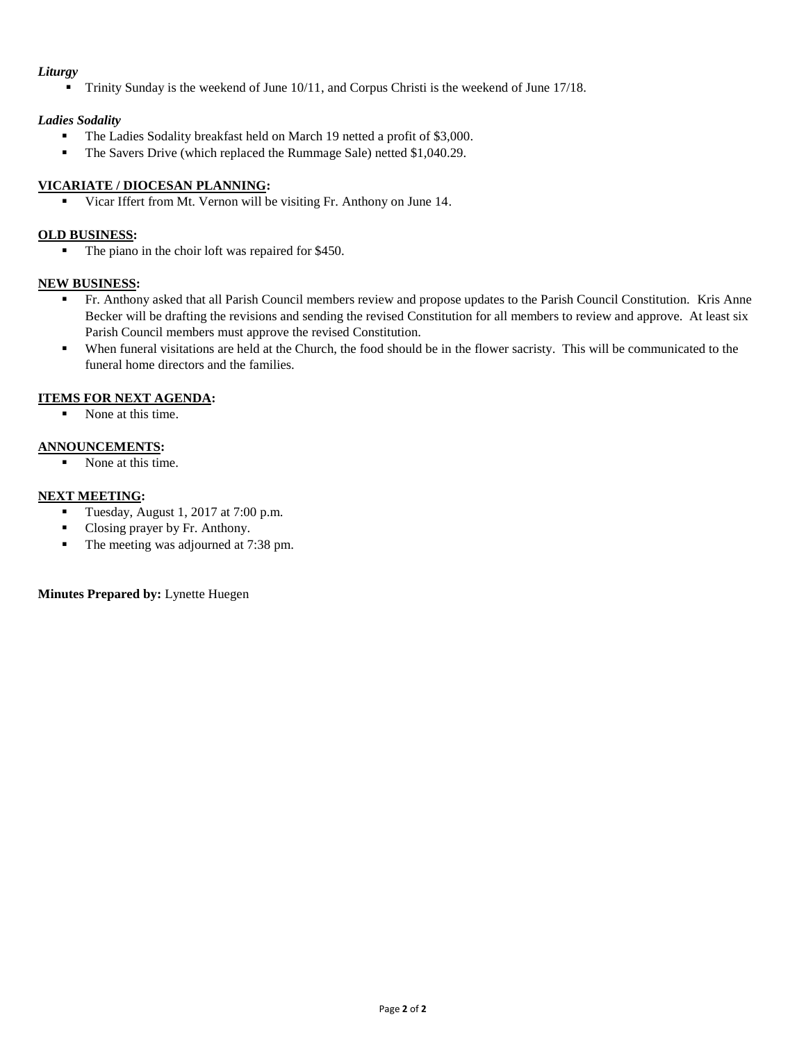***Liturgy***

- Trinity Sunday is the weekend of June 10/11, and Corpus Christi is the weekend of June 17/18.

***Ladies Sodality***

- The Ladies Sodality breakfast held on March 19 netted a profit of $3,000.
- The Savers Drive (which replaced the Rummage Sale) netted $1,040.29.

**VICARIATE / DIOCESAN PLANNING:**

- Vicar Iffert from Mt. Vernon will be visiting Fr. Anthony on June 14.

**OLD BUSINESS:**

- The piano in the choir loft was repaired for $450.

**NEW BUSINESS:**

- Fr. Anthony asked that all Parish Council members review and propose updates to the Parish Council Constitution. Kris Anne Becker will be drafting the revisions and sending the revised Constitution for all members to review and approve. At least six Parish Council members must approve the revised Constitution.
- When funeral visitations are held at the Church, the food should be in the flower sacristy. This will be communicated to the funeral home directors and the families.

**ITEMS FOR NEXT AGENDA:**

- None at this time.

**ANNOUNCEMENTS:**

- None at this time.

**NEXT MEETING:**

- Tuesday, August 1, 2017 at 7:00 p.m.
- Closing prayer by Fr. Anthony.
- The meeting was adjourned at 7:38 pm.

**Minutes Prepared by:** Lynette Huegen